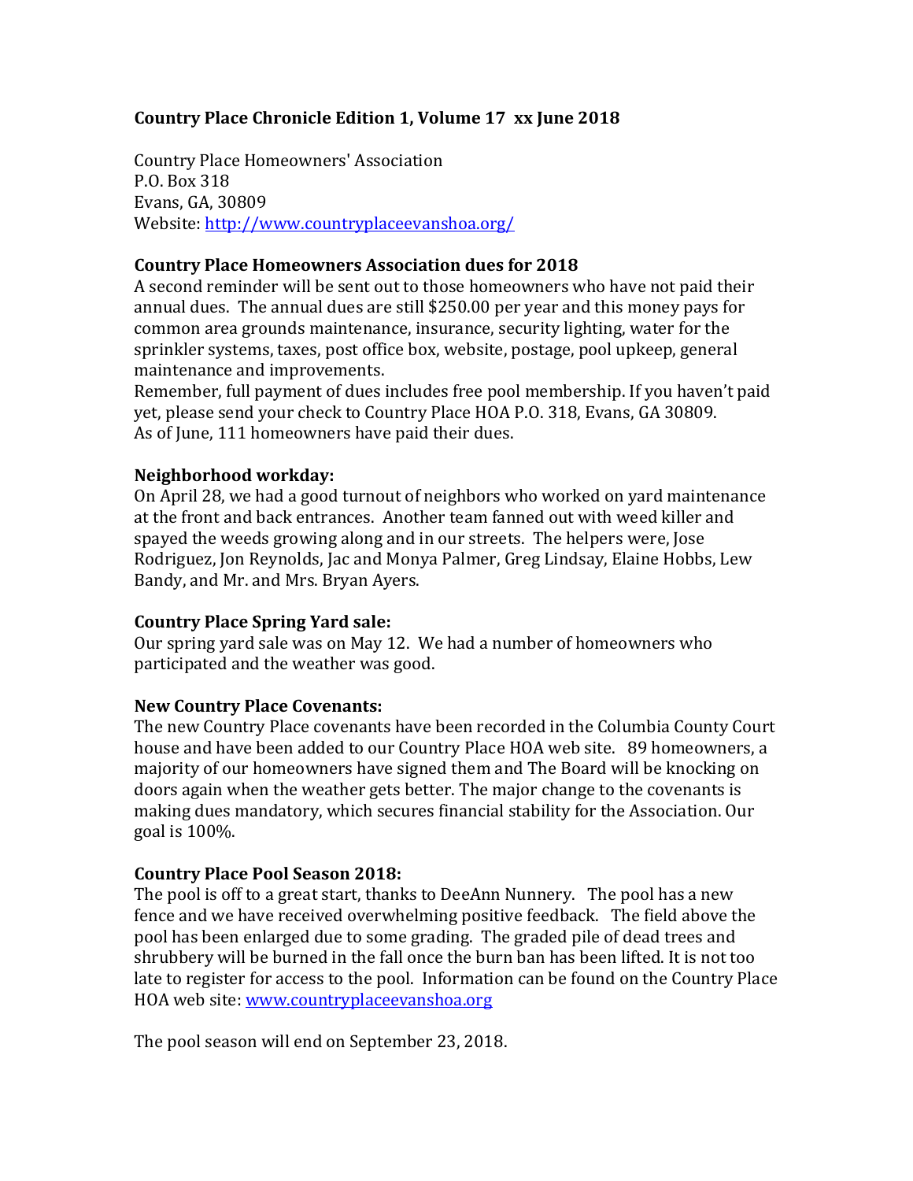# Country Place Chronicle Edition 1, Volume 17 xx June 2018

Country Place Homeowners' Association
P.O. Box 318
Evans, GA, 30809
Website: http://www.countryplaceevanshoa.org/

## Country Place Homeowners Association dues for 2018

A second reminder will be sent out to those homeowners who have not paid their annual dues. The annual dues are still $250.00 per year and this money pays for common area grounds maintenance, insurance, security lighting, water for the sprinkler systems, taxes, post office box, website, postage, pool upkeep, general maintenance and improvements.
Remember, full payment of dues includes free pool membership. If you haven't paid yet, please send your check to Country Place HOA P.O. 318, Evans, GA 30809.
As of June, 111 homeowners have paid their dues.

## Neighborhood workday:

On April 28, we had a good turnout of neighbors who worked on yard maintenance at the front and back entrances. Another team fanned out with weed killer and spayed the weeds growing along and in our streets. The helpers were, Jose Rodriguez, Jon Reynolds, Jac and Monya Palmer, Greg Lindsay, Elaine Hobbs, Lew Bandy, and Mr. and Mrs. Bryan Ayers.

## Country Place Spring Yard sale:

Our spring yard sale was on May 12. We had a number of homeowners who participated and the weather was good.

## New Country Place Covenants:

The new Country Place covenants have been recorded in the Columbia County Court house and have been added to our Country Place HOA web site. 89 homeowners, a majority of our homeowners have signed them and The Board will be knocking on doors again when the weather gets better. The major change to the covenants is making dues mandatory, which secures financial stability for the Association. Our goal is 100%.

## Country Place Pool Season 2018:

The pool is off to a great start, thanks to DeeAnn Nunnery. The pool has a new fence and we have received overwhelming positive feedback. The field above the pool has been enlarged due to some grading. The graded pile of dead trees and shrubbery will be burned in the fall once the burn ban has been lifted. It is not too late to register for access to the pool. Information can be found on the Country Place HOA web site: www.countryplaceevanshoa.org

The pool season will end on September 23, 2018.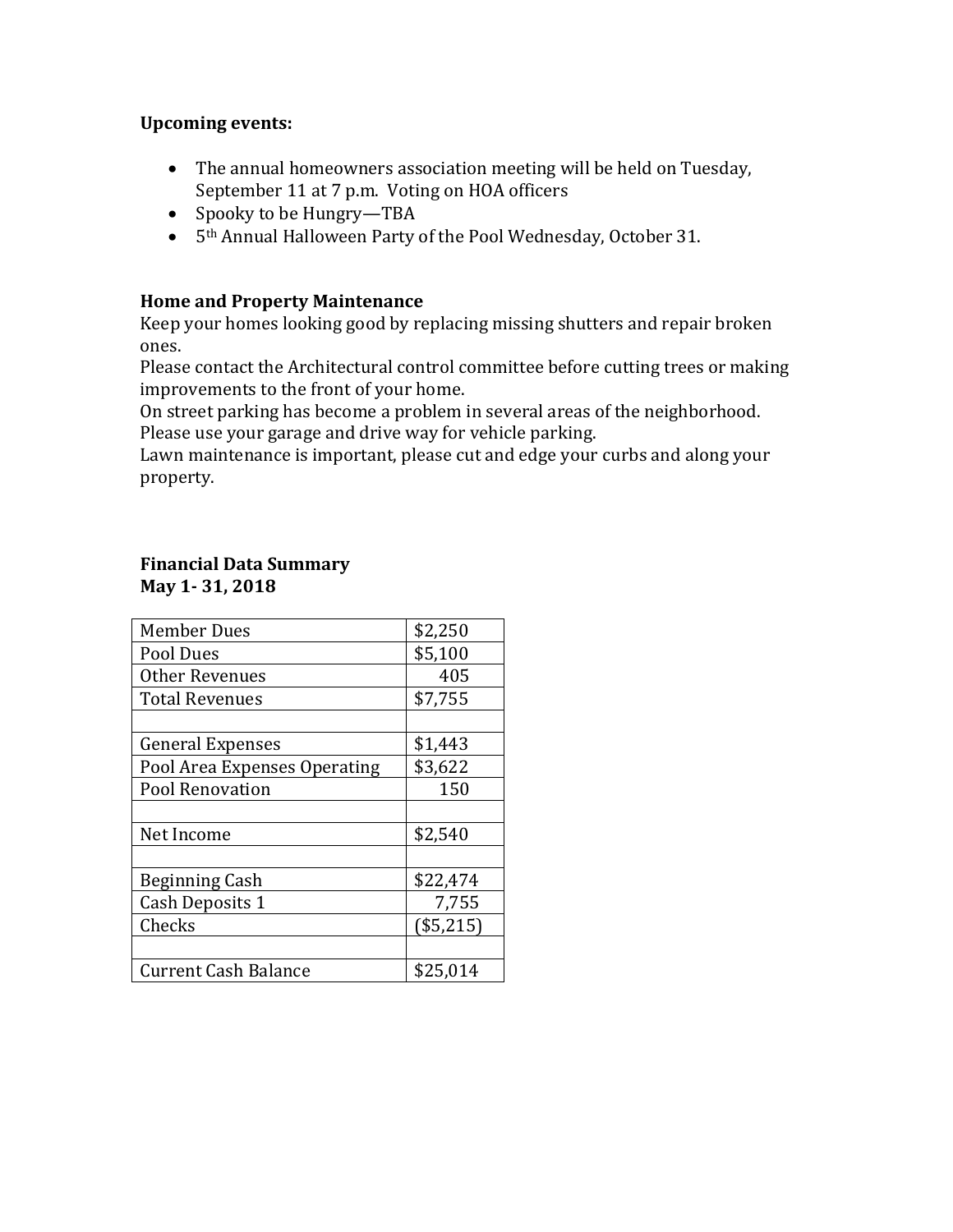**Upcoming events:**

- The annual homeowners association meeting will be held on Tuesday, September 11 at 7 p.m. Voting on HOA officers
- Spooky to be Hungry—TBA
- 5th Annual Halloween Party of the Pool Wednesday, October 31.

**Home and Property Maintenance**

Keep your homes looking good by replacing missing shutters and repair broken ones.

Please contact the Architectural control committee before cutting trees or making improvements to the front of your home.

On street parking has become a problem in several areas of the neighborhood. Please use your garage and drive way for vehicle parking.

Lawn maintenance is important, please cut and edge your curbs and along your property.

**Financial Data Summary**
**May 1- 31, 2018**

| | |
|---|---|
| Member Dues | $2,250 |
| Pool Dues | $5,100 |
| Other Revenues | 405 |
| Total Revenues | $7,755 |
| | |
| General Expenses | $1,443 |
| Pool Area Expenses Operating | $3,622 |
| Pool Renovation | 150 |
| | |
| Net Income | $2,540 |
| | |
| Beginning Cash | $22,474 |
| Cash Deposits 1 | 7,755 |
| Checks | ($5,215) |
| | |
| Current Cash Balance | $25,014 |